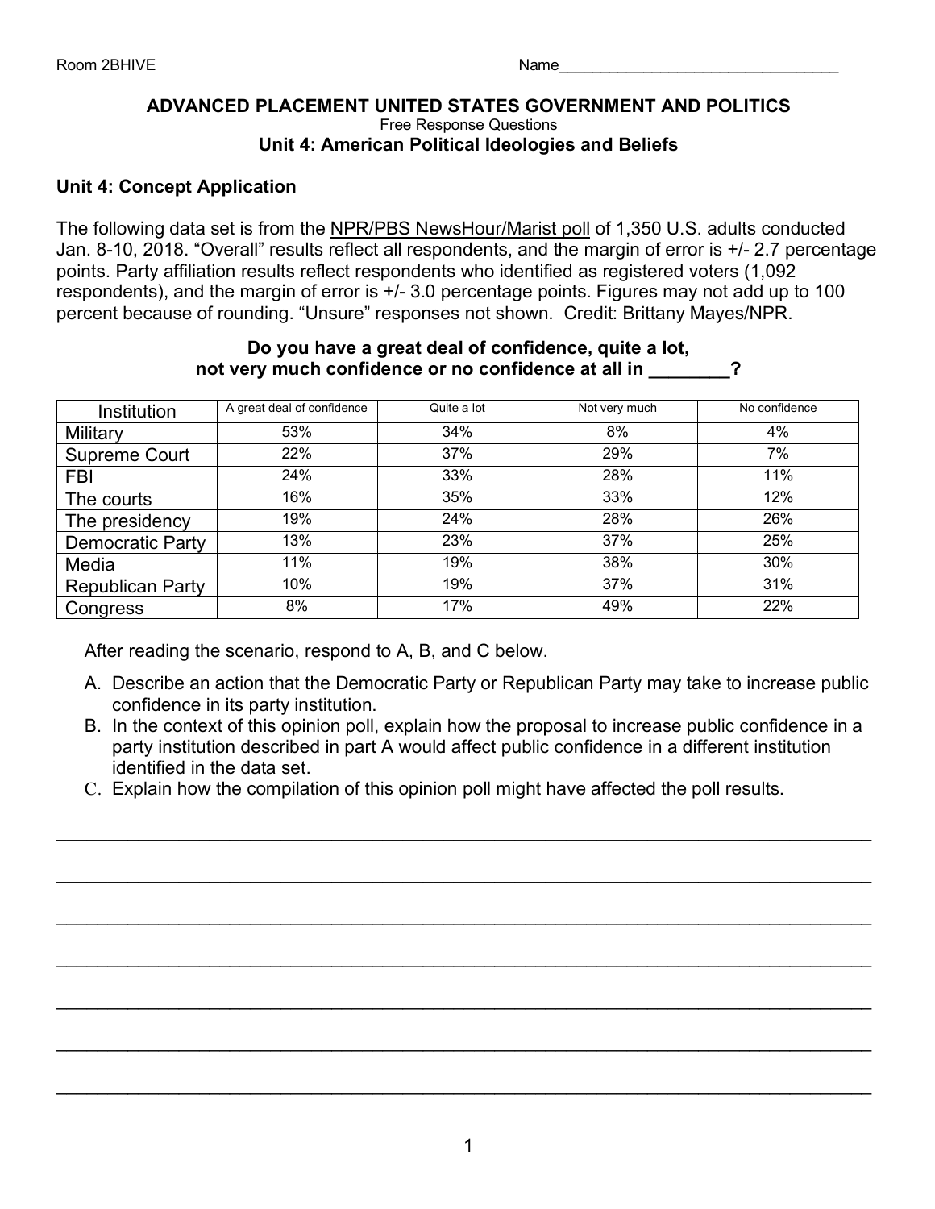Room 2BHIVE Name________________________________

**ADVANCED PLACEMENT UNITED STATES GOVERNMENT AND POLITICS**

Free Response Questions

**Unit 4: American Political Ideologies and Beliefs**

**Unit 4: Concept Application**

The following data set is from the NPR/PBS NewsHour/Marist poll of 1,350 U.S. adults conducted Jan. 8-10, 2018. "Overall" results reflect all respondents, and the margin of error is +/- 2.7 percentage points. Party affiliation results reflect respondents who identified as registered voters (1,092 respondents), and the margin of error is +/- 3.0 percentage points. Figures may not add up to 100 percent because of rounding. "Unsure" responses not shown. Credit: Brittany Mayes/NPR.

**Do you have a great deal of confidence, quite a lot, not very much confidence or no confidence at all in ________?**

| Institution | A great deal of confidence | Quite a lot | Not very much | No confidence |
|---|---|---|---|---|
| Military | 53% | 34% | 8% | 4% |
| Supreme Court | 22% | 37% | 29% | 7% |
| FBI | 24% | 33% | 28% | 11% |
| The courts | 16% | 35% | 33% | 12% |
| The presidency | 19% | 24% | 28% | 26% |
| Democratic Party | 13% | 23% | 37% | 25% |
| Media | 11% | 19% | 38% | 30% |
| Republican Party | 10% | 19% | 37% | 31% |
| Congress | 8% | 17% | 49% | 22% |

After reading the scenario, respond to A, B, and C below.

A. Describe an action that the Democratic Party or Republican Party may take to increase public confidence in its party institution.

B. In the context of this opinion poll, explain how the proposal to increase public confidence in a party institution described in part A would affect public confidence in a different institution identified in the data set.

C. Explain how the compilation of this opinion poll might have affected the poll results.

___________________________________________________________________________

___________________________________________________________________________

___________________________________________________________________________

___________________________________________________________________________

___________________________________________________________________________

___________________________________________________________________________

___________________________________________________________________________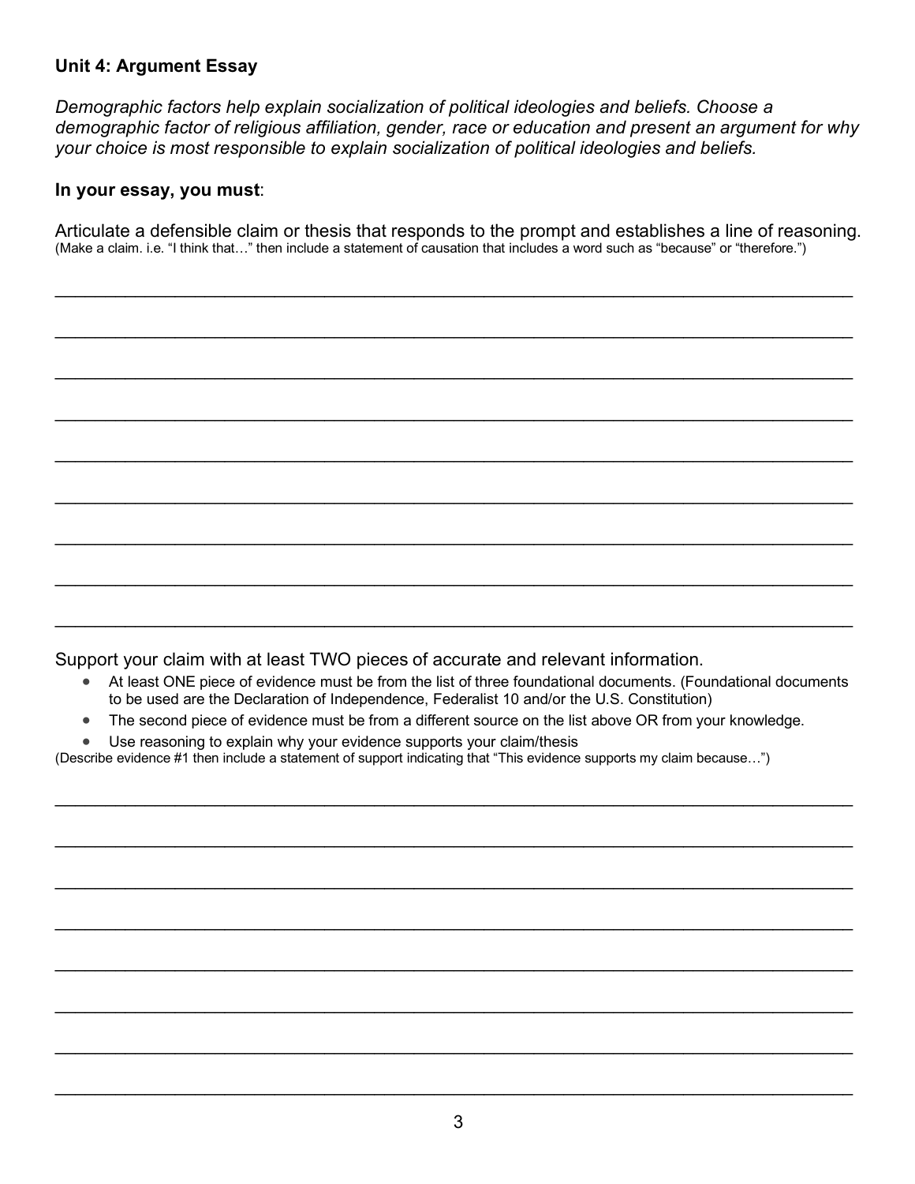**Unit 4: Argument Essay**

*Demographic factors help explain socialization of political ideologies and beliefs. Choose a demographic factor of religious affiliation, gender, race or education and present an argument for why your choice is most responsible to explain socialization of political ideologies and beliefs.*

**In your essay, you must**:

Articulate a defensible claim or thesis that responds to the prompt and establishes a line of reasoning.
(Make a claim. i.e. "I think that…" then include a statement of causation that includes a word such as "because" or "therefore.")

\_\_\_\_\_\_\_\_\_\_\_\_\_\_\_\_\_\_\_\_\_\_\_\_\_\_\_\_\_\_\_\_\_\_\_\_\_\_\_\_\_\_\_\_\_\_\_\_\_\_\_\_\_\_\_\_\_\_\_\_\_\_\_\_\_\_\_\_\_\_\_\_

\_\_\_\_\_\_\_\_\_\_\_\_\_\_\_\_\_\_\_\_\_\_\_\_\_\_\_\_\_\_\_\_\_\_\_\_\_\_\_\_\_\_\_\_\_\_\_\_\_\_\_\_\_\_\_\_\_\_\_\_\_\_\_\_\_\_\_\_\_\_\_\_

\_\_\_\_\_\_\_\_\_\_\_\_\_\_\_\_\_\_\_\_\_\_\_\_\_\_\_\_\_\_\_\_\_\_\_\_\_\_\_\_\_\_\_\_\_\_\_\_\_\_\_\_\_\_\_\_\_\_\_\_\_\_\_\_\_\_\_\_\_\_\_\_

\_\_\_\_\_\_\_\_\_\_\_\_\_\_\_\_\_\_\_\_\_\_\_\_\_\_\_\_\_\_\_\_\_\_\_\_\_\_\_\_\_\_\_\_\_\_\_\_\_\_\_\_\_\_\_\_\_\_\_\_\_\_\_\_\_\_\_\_\_\_\_\_

\_\_\_\_\_\_\_\_\_\_\_\_\_\_\_\_\_\_\_\_\_\_\_\_\_\_\_\_\_\_\_\_\_\_\_\_\_\_\_\_\_\_\_\_\_\_\_\_\_\_\_\_\_\_\_\_\_\_\_\_\_\_\_\_\_\_\_\_\_\_\_\_

\_\_\_\_\_\_\_\_\_\_\_\_\_\_\_\_\_\_\_\_\_\_\_\_\_\_\_\_\_\_\_\_\_\_\_\_\_\_\_\_\_\_\_\_\_\_\_\_\_\_\_\_\_\_\_\_\_\_\_\_\_\_\_\_\_\_\_\_\_\_\_\_

\_\_\_\_\_\_\_\_\_\_\_\_\_\_\_\_\_\_\_\_\_\_\_\_\_\_\_\_\_\_\_\_\_\_\_\_\_\_\_\_\_\_\_\_\_\_\_\_\_\_\_\_\_\_\_\_\_\_\_\_\_\_\_\_\_\_\_\_\_\_\_\_

\_\_\_\_\_\_\_\_\_\_\_\_\_\_\_\_\_\_\_\_\_\_\_\_\_\_\_\_\_\_\_\_\_\_\_\_\_\_\_\_\_\_\_\_\_\_\_\_\_\_\_\_\_\_\_\_\_\_\_\_\_\_\_\_\_\_\_\_\_\_\_\_

\_\_\_\_\_\_\_\_\_\_\_\_\_\_\_\_\_\_\_\_\_\_\_\_\_\_\_\_\_\_\_\_\_\_\_\_\_\_\_\_\_\_\_\_\_\_\_\_\_\_\_\_\_\_\_\_\_\_\_\_\_\_\_\_\_\_\_\_\_\_\_\_

Support your claim with at least TWO pieces of accurate and relevant information.

- At least ONE piece of evidence must be from the list of three foundational documents. (Foundational documents to be used are the Declaration of Independence, Federalist 10 and/or the U.S. Constitution)
- The second piece of evidence must be from a different source on the list above OR from your knowledge.
- Use reasoning to explain why your evidence supports your claim/thesis

(Describe evidence #1 then include a statement of support indicating that "This evidence supports my claim because…")

\_\_\_\_\_\_\_\_\_\_\_\_\_\_\_\_\_\_\_\_\_\_\_\_\_\_\_\_\_\_\_\_\_\_\_\_\_\_\_\_\_\_\_\_\_\_\_\_\_\_\_\_\_\_\_\_\_\_\_\_\_\_\_\_\_\_\_\_\_\_\_\_

\_\_\_\_\_\_\_\_\_\_\_\_\_\_\_\_\_\_\_\_\_\_\_\_\_\_\_\_\_\_\_\_\_\_\_\_\_\_\_\_\_\_\_\_\_\_\_\_\_\_\_\_\_\_\_\_\_\_\_\_\_\_\_\_\_\_\_\_\_\_\_\_

\_\_\_\_\_\_\_\_\_\_\_\_\_\_\_\_\_\_\_\_\_\_\_\_\_\_\_\_\_\_\_\_\_\_\_\_\_\_\_\_\_\_\_\_\_\_\_\_\_\_\_\_\_\_\_\_\_\_\_\_\_\_\_\_\_\_\_\_\_\_\_\_

\_\_\_\_\_\_\_\_\_\_\_\_\_\_\_\_\_\_\_\_\_\_\_\_\_\_\_\_\_\_\_\_\_\_\_\_\_\_\_\_\_\_\_\_\_\_\_\_\_\_\_\_\_\_\_\_\_\_\_\_\_\_\_\_\_\_\_\_\_\_\_\_

\_\_\_\_\_\_\_\_\_\_\_\_\_\_\_\_\_\_\_\_\_\_\_\_\_\_\_\_\_\_\_\_\_\_\_\_\_\_\_\_\_\_\_\_\_\_\_\_\_\_\_\_\_\_\_\_\_\_\_\_\_\_\_\_\_\_\_\_\_\_\_\_

\_\_\_\_\_\_\_\_\_\_\_\_\_\_\_\_\_\_\_\_\_\_\_\_\_\_\_\_\_\_\_\_\_\_\_\_\_\_\_\_\_\_\_\_\_\_\_\_\_\_\_\_\_\_\_\_\_\_\_\_\_\_\_\_\_\_\_\_\_\_\_\_

\_\_\_\_\_\_\_\_\_\_\_\_\_\_\_\_\_\_\_\_\_\_\_\_\_\_\_\_\_\_\_\_\_\_\_\_\_\_\_\_\_\_\_\_\_\_\_\_\_\_\_\_\_\_\_\_\_\_\_\_\_\_\_\_\_\_\_\_\_\_\_\_

\_\_\_\_\_\_\_\_\_\_\_\_\_\_\_\_\_\_\_\_\_\_\_\_\_\_\_\_\_\_\_\_\_\_\_\_\_\_\_\_\_\_\_\_\_\_\_\_\_\_\_\_\_\_\_\_\_\_\_\_\_\_\_\_\_\_\_\_\_\_\_\_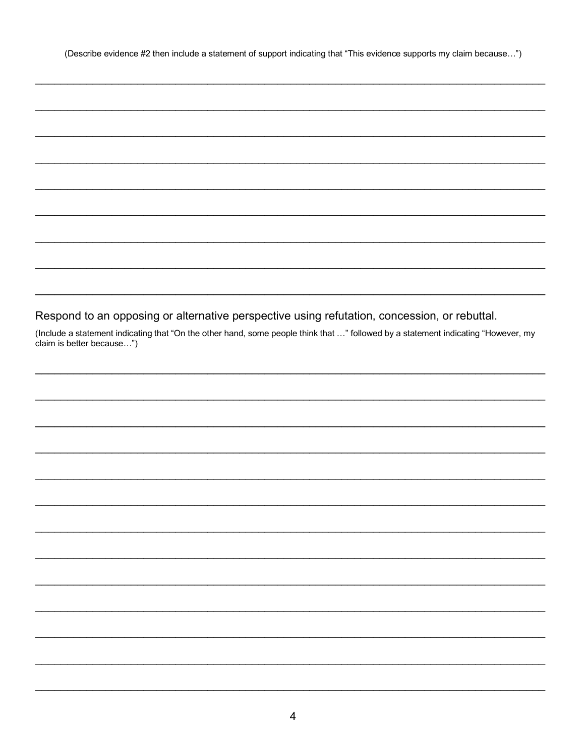(Describe evidence #2 then include a statement of support indicating that "This evidence supports my claim because…")

_____________________________________________________________________________________

_____________________________________________________________________________________

_____________________________________________________________________________________

_____________________________________________________________________________________

_____________________________________________________________________________________

_____________________________________________________________________________________

_____________________________________________________________________________________

_____________________________________________________________________________________

_____________________________________________________________________________________

## Respond to an opposing or alternative perspective using refutation, concession, or rebuttal.

(Include a statement indicating that "On the other hand, some people think that …" followed by a statement indicating "However, my claim is better because…")

_____________________________________________________________________________________

_____________________________________________________________________________________

_____________________________________________________________________________________

_____________________________________________________________________________________

_____________________________________________________________________________________

_____________________________________________________________________________________

_____________________________________________________________________________________

_____________________________________________________________________________________

_____________________________________________________________________________________

_____________________________________________________________________________________

_____________________________________________________________________________________

_____________________________________________________________________________________

_____________________________________________________________________________________